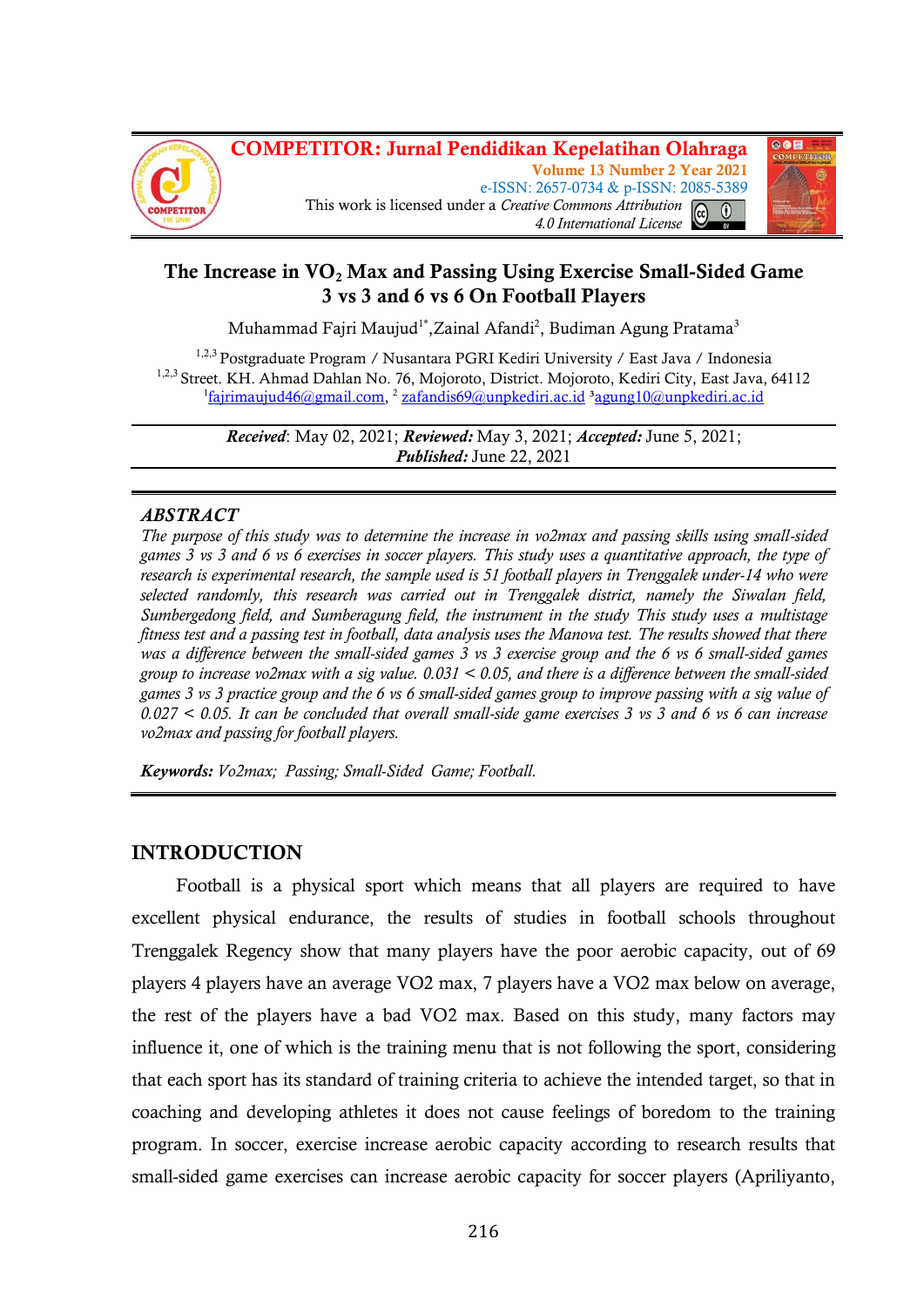# The Increase in $VO_2$ Max and Passing Using Exercise Small-Sided Game 3 vs 3 and 6 vs 6 On Football Players

Muhammad Fajri Maujud[1*], Zainal Afandi[2], Budiman Agung Pratama[3]

[1,2,3] Postgraduate Program / Nusantara PGRI Kediri University / East Java / Indonesia
[1,2,3] Street. KH. Ahmad Dahlan No. 76, Mojoroto, District. Mojoroto, Kediri City, East Java, 64112
[1]fajrimaujud46@gmail.com, [2] zafandis69@unpkediri.ac.id [3]agung10@unpkediri.ac.id

***Received***: May 02, 2021; ***Reviewed:*** May 3, 2021; ***Accepted:*** June 5, 2021;
***Published:*** June 22, 2021

## ABSTRACT

*The purpose of this study was to determine the increase in vo2max and passing skills using small-sided games 3 vs 3 and 6 vs 6 exercises in soccer players. This study uses a quantitative approach, the type of research is experimental research, the sample used is 51 football players in Trenggalek under-14 who were selected randomly, this research was carried out in Trenggalek district, namely the Siwalan field, Sumbergedong field, and Sumberagung field, the instrument in the study This study uses a multistage fitness test and a passing test in football, data analysis uses the Manova test. The results showed that there was a difference between the small-sided games 3 vs 3 exercise group and the 6 vs 6 small-sided games group to increase vo2max with a sig value. 0.031 < 0.05, and there is a difference between the small-sided games 3 vs 3 practice group and the 6 vs 6 small-sided games group to improve passing with a sig value of 0.027 < 0.05. It can be concluded that overall small-side game exercises 3 vs 3 and 6 vs 6 can increase vo2max and passing for football players.*

***Keywords:*** *Vo2max; Passing; Small-Sided Game; Football.*

## INTRODUCTION

Football is a physical sport which means that all players are required to have excellent physical endurance, the results of studies in football schools throughout Trenggalek Regency show that many players have the poor aerobic capacity, out of 69 players 4 players have an average VO2 max, 7 players have a VO2 max below on average, the rest of the players have a bad VO2 max. Based on this study, many factors may influence it, one of which is the training menu that is not following the sport, considering that each sport has its standard of training criteria to achieve the intended target, so that in coaching and developing athletes it does not cause feelings of boredom to the training program. In soccer, exercise increase aerobic capacity according to research results that small-sided game exercises can increase aerobic capacity for soccer players (Apriliyanto,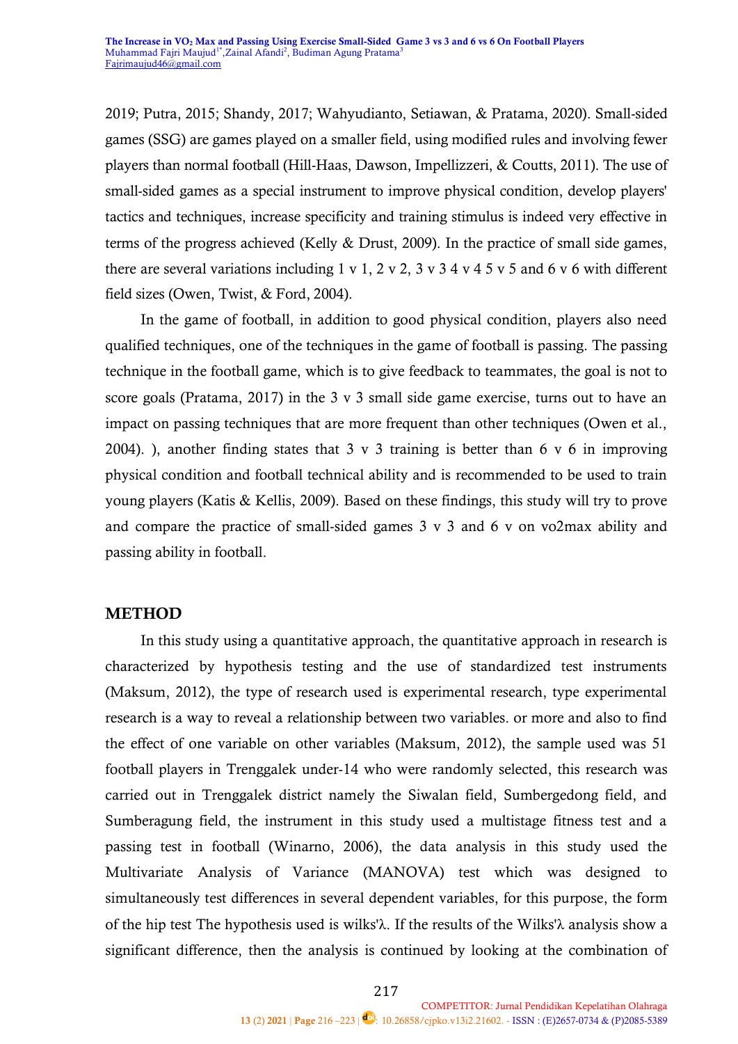2019; Putra, 2015; Shandy, 2017; Wahyudianto, Setiawan, & Pratama, 2020). Small-sided games (SSG) are games played on a smaller field, using modified rules and involving fewer players than normal football (Hill-Haas, Dawson, Impellizzeri, & Coutts, 2011). The use of small-sided games as a special instrument to improve physical condition, develop players' tactics and techniques, increase specificity and training stimulus is indeed very effective in terms of the progress achieved (Kelly & Drust, 2009). In the practice of small side games, there are several variations including 1 v 1, 2 v 2, 3 v 3 4 v 4 5 v 5 and 6 v 6 with different field sizes (Owen, Twist, & Ford, 2004).

In the game of football, in addition to good physical condition, players also need qualified techniques, one of the techniques in the game of football is passing. The passing technique in the football game, which is to give feedback to teammates, the goal is not to score goals (Pratama, 2017) in the 3 v 3 small side game exercise, turns out to have an impact on passing techniques that are more frequent than other techniques (Owen et al., 2004). ), another finding states that 3 v 3 training is better than 6 v 6 in improving physical condition and football technical ability and is recommended to be used to train young players (Katis & Kellis, 2009). Based on these findings, this study will try to prove and compare the practice of small-sided games 3 v 3 and 6 v on vo2max ability and passing ability in football.

## METHOD

In this study using a quantitative approach, the quantitative approach in research is characterized by hypothesis testing and the use of standardized test instruments (Maksum, 2012), the type of research used is experimental research, type experimental research is a way to reveal a relationship between two variables. or more and also to find the effect of one variable on other variables (Maksum, 2012), the sample used was 51 football players in Trenggalek under-14 who were randomly selected, this research was carried out in Trenggalek district namely the Siwalan field, Sumbergedong field, and Sumberagung field, the instrument in this study used a multistage fitness test and a passing test in football (Winarno, 2006), the data analysis in this study used the Multivariate Analysis of Variance (MANOVA) test which was designed to simultaneously test differences in several dependent variables, for this purpose, the form of the hip test The hypothesis used is wilks'λ. If the results of the Wilks'λ analysis show a significant difference, then the analysis is continued by looking at the combination of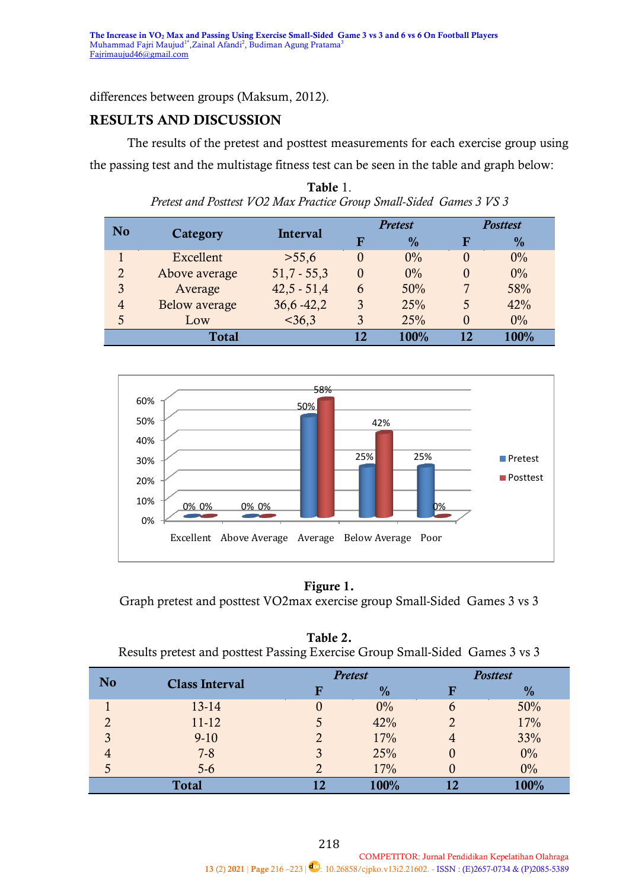differences between groups (Maksum, 2012).

## RESULTS AND DISCUSSION

The results of the pretest and posttest measurements for each exercise group using the passing test and the multistage fitness test can be seen in the table and graph below:

**Table** 1.

*Pretest and Posttest VO2 Max Practice Group Small-Sided Games 3 VS 3*

| No | Category | Interval | *Pretest* | | *Posttest* | |
|---|---|---|---|---|---|---|
| | | | F | % | F | % |
| 1 | Excellent | >55,6 | 0 | 0% | 0 | 0% |
| 2 | Above average | 51,7 - 55,3 | 0 | 0% | 0 | 0% |
| 3 | Average | 42,5 - 51,4 | 6 | 50% | 7 | 58% |
| 4 | Below average | 36,6 -42,2 | 3 | 25% | 5 | 42% |
| 5 | Low | <36,3 | 3 | 25% | 0 | 0% |
| **Total** | | | **12** | **100%** | **12** | **100%** |

**Figure 1.**

Graph pretest and posttest VO2max exercise group Small-Sided Games 3 vs 3

**Table 2.**

Results pretest and posttest Passing Exercise Group Small-Sided Games 3 vs 3

| No | Class Interval | *Pretest* | | *Posttest* | |
|---|---|---|---|---|---|
| | | F | % | F | % |
| 1 | 13-14 | 0 | 0% | 6 | 50% |
| 2 | 11-12 | 5 | 42% | 2 | 17% |
| 3 | 9-10 | 2 | 17% | 4 | 33% |
| 4 | 7-8 | 3 | 25% | 0 | 0% |
| 5 | 5-6 | 2 | 17% | 0 | 0% |
| **Total** | | **12** | **100%** | **12** | **100%** |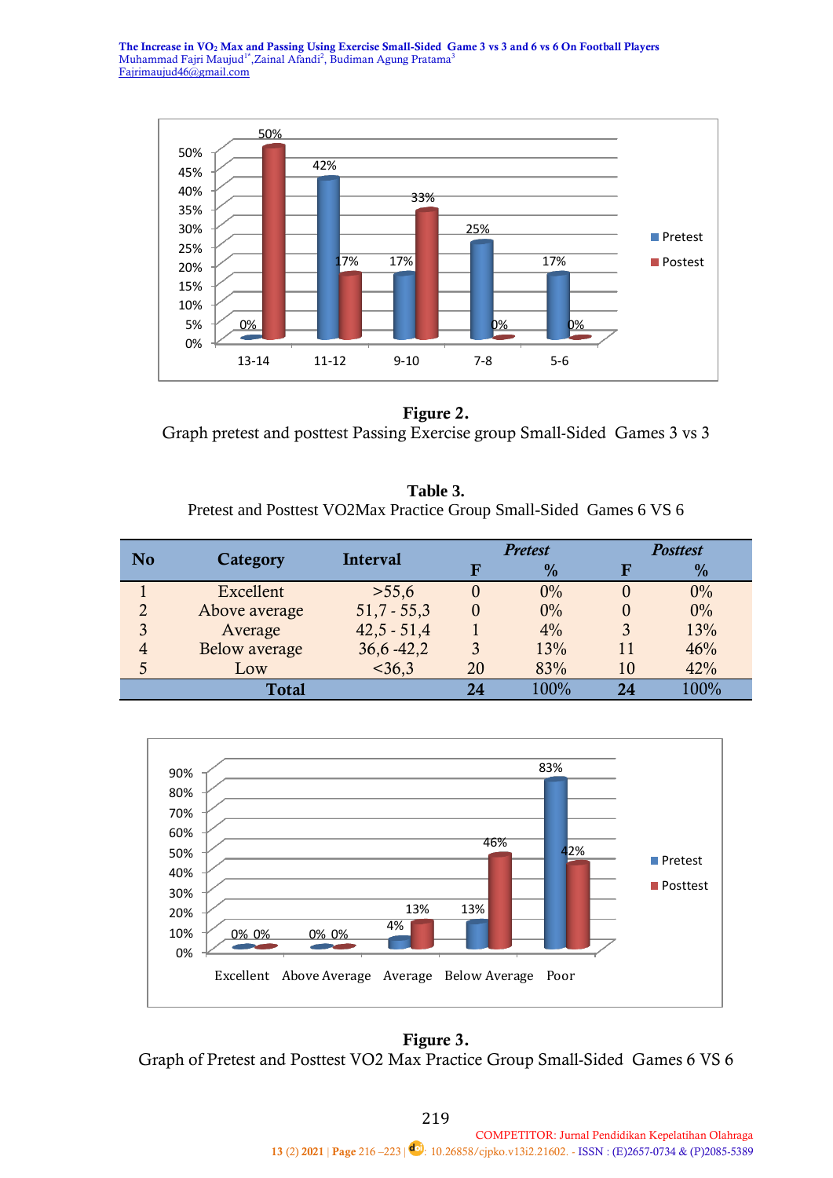**Figure 2.**
Graph pretest and posttest Passing Exercise group Small-Sided Games 3 vs 3

**Table 3.**
Pretest and Posttest VO2Max Practice Group Small-Sided Games 6 VS 6

| No | Category | Interval | *Pretest* | | *Posttest* | |
|---|---|---|---|---|---|---|
| | | | F | % | F | % |
| 1 | Excellent | >55,6 | 0 | 0% | 0 | 0% |
| 2 | Above average | 51,7 - 55,3 | 0 | 0% | 0 | 0% |
| 3 | Average | 42,5 - 51,4 | 1 | 4% | 3 | 13% |
| 4 | Below average | 36,6 -42,2 | 3 | 13% | 11 | 46% |
| 5 | Low | <36,3 | 20 | 83% | 10 | 42% |
| | **Total** | | **24** | 100% | **24** | 100% |

**Figure 3.**
Graph of Pretest and Posttest VO2 Max Practice Group Small-Sided Games 6 VS 6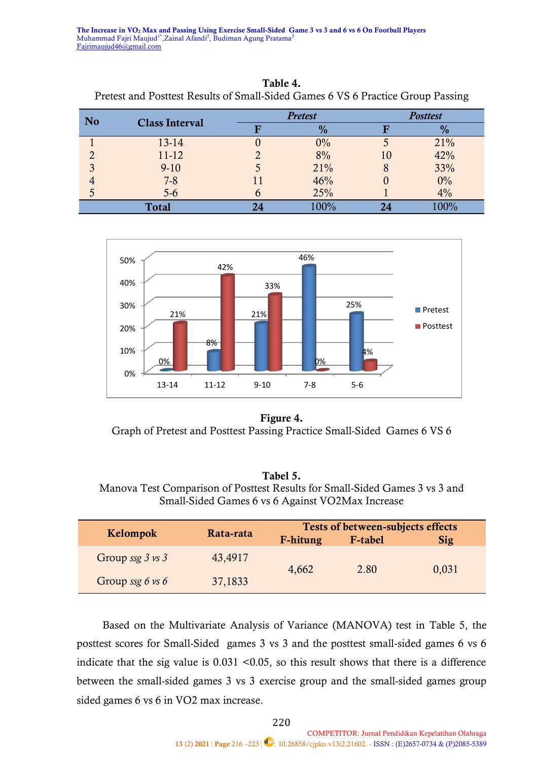**Table 4.**
Pretest and Posttest Results of Small-Sided Games 6 VS 6 Practice Group Passing

| No | Class Interval | *Pretest* | | *Posttest* | |
|---|---|---|---|---|---|
| | | F | % | F | % |
| 1 | 13-14 | 0 | 0% | 5 | 21% |
| 2 | 11-12 | 2 | 8% | 10 | 42% |
| 3 | 9-10 | 5 | 21% | 8 | 33% |
| 4 | 7-8 | 11 | 46% | 0 | 0% |
| 5 | 5-6 | 6 | 25% | 1 | 4% |
| | **Total** | **24** | 100% | **24** | 100% |

**Figure 4.**
Graph of Pretest and Posttest Passing Practice Small-Sided Games 6 VS 6

**Tabel 5.**
Manova Test Comparison of Posttest Results for Small-Sided Games 3 vs 3 and Small-Sided Games 6 vs 6 Against VO2Max Increase

| Kelompok | Rata-rata | Tests of between-subjects effects | | |
|---|---|---|---|---|
| | | F-hitung | F-tabel | Sig |
| Group *ssg 3 vs 3* | 43,4917 | 4,662 | 2.80 | 0,031 |
| Group *ssg 6 vs 6* | 37,1833 | | | |

Based on the Multivariate Analysis of Variance (MANOVA) test in Table 5, the posttest scores for Small-Sided games 3 vs 3 and the posttest small-sided games 6 vs 6 indicate that the sig value is 0.031 <0.05, so this result shows that there is a difference between the small-sided games 3 vs 3 exercise group and the small-sided games group sided games 6 vs 6 in VO2 max increase.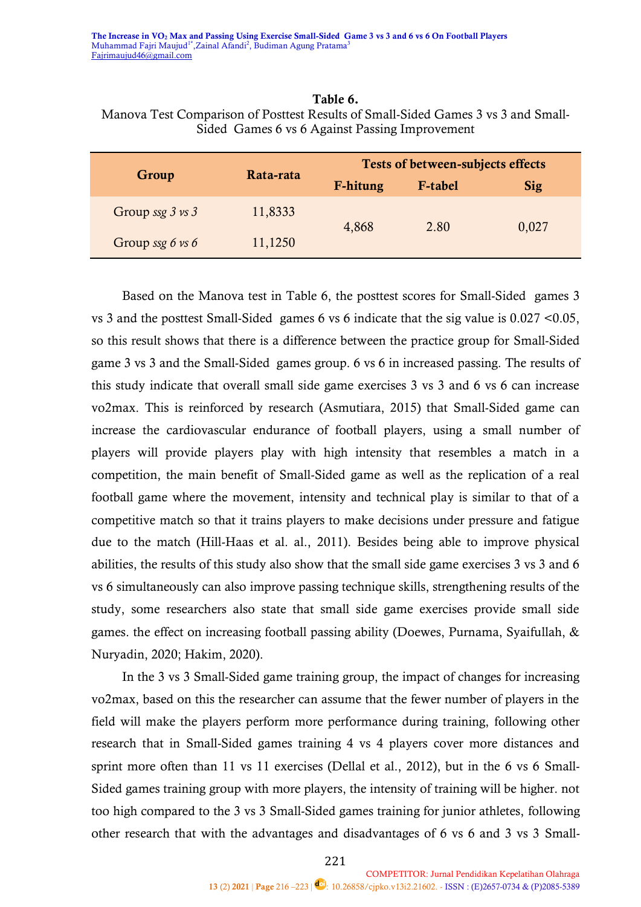**Table 6.**
Manova Test Comparison of Posttest Results of Small-Sided Games 3 vs 3 and Small-Sided Games 6 vs 6 Against Passing Improvement

| Group | Rata-rata | Tests of between-subjects effects | | |
|---|---|---|---|---|
| | | F-hitung | F-tabel | Sig |
| Group *ssg 3 vs 3* | 11,8333 | 4,868 | 2.80 | 0,027 |
| Group *ssg 6 vs 6* | 11,1250 | | | |

Based on the Manova test in Table 6, the posttest scores for Small-Sided games 3 vs 3 and the posttest Small-Sided games 6 vs 6 indicate that the sig value is 0.027 <0.05, so this result shows that there is a difference between the practice group for Small-Sided game 3 vs 3 and the Small-Sided games group. 6 vs 6 in increased passing. The results of this study indicate that overall small side game exercises 3 vs 3 and 6 vs 6 can increase vo2max. This is reinforced by research (Asmutiara, 2015) that Small-Sided game can increase the cardiovascular endurance of football players, using a small number of players will provide players play with high intensity that resembles a match in a competition, the main benefit of Small-Sided game as well as the replication of a real football game where the movement, intensity and technical play is similar to that of a competitive match so that it trains players to make decisions under pressure and fatigue due to the match (Hill-Haas et al. al., 2011). Besides being able to improve physical abilities, the results of this study also show that the small side game exercises 3 vs 3 and 6 vs 6 simultaneously can also improve passing technique skills, strengthening results of the study, some researchers also state that small side game exercises provide small side games. the effect on increasing football passing ability (Doewes, Purnama, Syaifullah, & Nuryadin, 2020; Hakim, 2020).

In the 3 vs 3 Small-Sided game training group, the impact of changes for increasing vo2max, based on this the researcher can assume that the fewer number of players in the field will make the players perform more performance during training, following other research that in Small-Sided games training 4 vs 4 players cover more distances and sprint more often than 11 vs 11 exercises (Dellal et al., 2012), but in the 6 vs 6 Small-Sided games training group with more players, the intensity of training will be higher. not too high compared to the 3 vs 3 Small-Sided games training for junior athletes, following other research that with the advantages and disadvantages of 6 vs 6 and 3 vs 3 Small-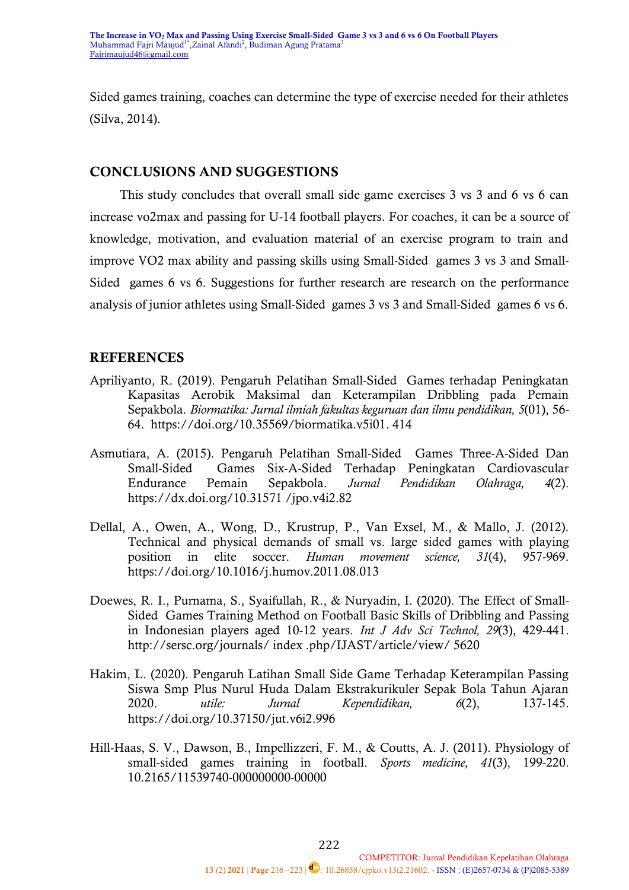Sided games training, coaches can determine the type of exercise needed for their athletes (Silva, 2014).

## CONCLUSIONS AND SUGGESTIONS

This study concludes that overall small side game exercises 3 vs 3 and 6 vs 6 can increase vo2max and passing for U-14 football players. For coaches, it can be a source of knowledge, motivation, and evaluation material of an exercise program to train and improve VO2 max ability and passing skills using Small-Sided games 3 vs 3 and Small-Sided games 6 vs 6. Suggestions for further research are research on the performance analysis of junior athletes using Small-Sided games 3 vs 3 and Small-Sided games 6 vs 6.

## REFERENCES

Apriliyanto, R. (2019). Pengaruh Pelatihan Small-Sided Games terhadap Peningkatan Kapasitas Aerobik Maksimal dan Keterampilan Dribbling pada Pemain Sepakbola. *Biormatika: Jurnal ilmiah fakultas keguruan dan ilmu pendidikan, 5*(01), 56-64. https://doi.org/10.35569/biormatika.v5i01. 414

Asmutiara, A. (2015). Pengaruh Pelatihan Small-Sided Games Three-A-Sided Dan Small-Sided Games Six-A-Sided Terhadap Peningkatan Cardiovascular Endurance Pemain Sepakbola. *Jurnal Pendidikan Olahraga, 4*(2). https://dx.doi.org/10.31571 /jpo.v4i2.82

Dellal, A., Owen, A., Wong, D., Krustrup, P., Van Exsel, M., & Mallo, J. (2012). Technical and physical demands of small vs. large sided games with playing position in elite soccer. *Human movement science, 31*(4), 957-969. https://doi.org/10.1016/j.humov.2011.08.013

Doewes, R. I., Purnama, S., Syaifullah, R., & Nuryadin, I. (2020). The Effect of Small-Sided Games Training Method on Football Basic Skills of Dribbling and Passing in Indonesian players aged 10-12 years. *Int J Adv Sci Technol, 29*(3), 429-441. http://sersc.org/journals/ index .php/IJAST/article/view/ 5620

Hakim, L. (2020). Pengaruh Latihan Small Side Game Terhadap Keterampilan Passing Siswa Smp Plus Nurul Huda Dalam Ekstrakurikuler Sepak Bola Tahun Ajaran 2020. *utile: Jurnal Kependidikan, 6*(2), 137-145. https://doi.org/10.37150/jut.v6i2.996

Hill-Haas, S. V., Dawson, B., Impellizzeri, F. M., & Coutts, A. J. (2011). Physiology of small-sided games training in football. *Sports medicine, 41*(3), 199-220. 10.2165/11539740-000000000-00000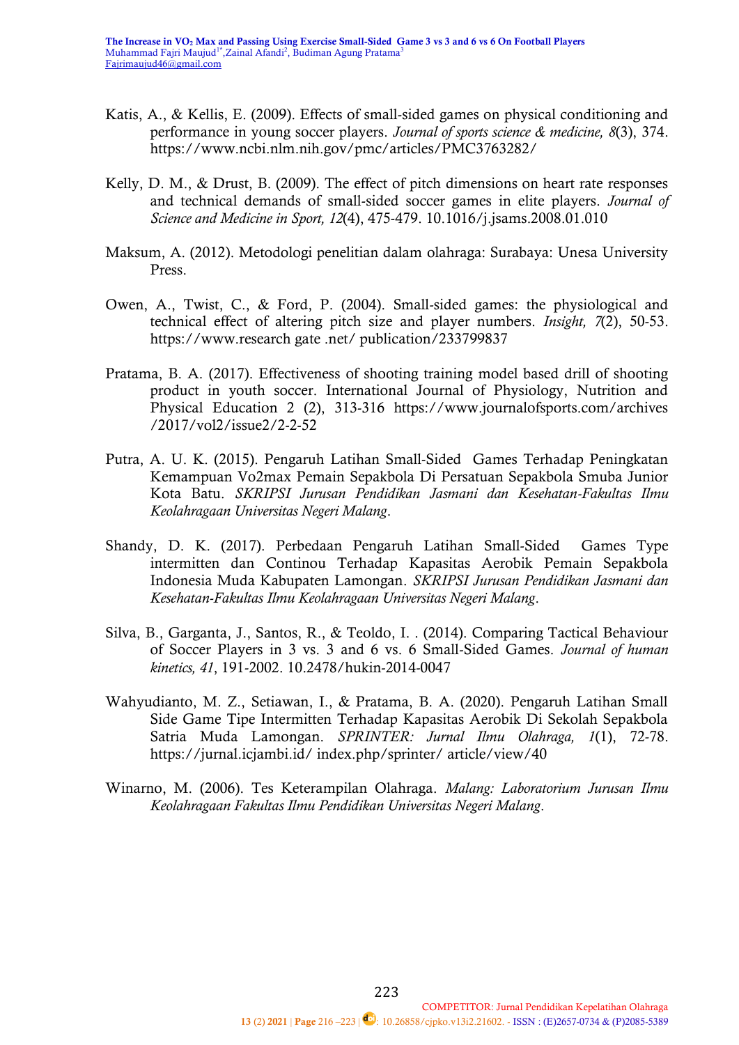Katis, A., & Kellis, E. (2009). Effects of small-sided games on physical conditioning and performance in young soccer players. *Journal of sports science & medicine, 8*(3), 374. https://www.ncbi.nlm.nih.gov/pmc/articles/PMC3763282/

Kelly, D. M., & Drust, B. (2009). The effect of pitch dimensions on heart rate responses and technical demands of small-sided soccer games in elite players. *Journal of Science and Medicine in Sport, 12*(4), 475-479. 10.1016/j.jsams.2008.01.010

Maksum, A. (2012). Metodologi penelitian dalam olahraga: Surabaya: Unesa University Press.

Owen, A., Twist, C., & Ford, P. (2004). Small-sided games: the physiological and technical effect of altering pitch size and player numbers. *Insight, 7*(2), 50-53. https://www.research gate .net/ publication/233799837

Pratama, B. A. (2017). Effectiveness of shooting training model based drill of shooting product in youth soccer. International Journal of Physiology, Nutrition and Physical Education 2 (2), 313-316 https://www.journalofsports.com/archives /2017/vol2/issue2/2-2-52

Putra, A. U. K. (2015). Pengaruh Latihan Small-Sided Games Terhadap Peningkatan Kemampuan Vo2max Pemain Sepakbola Di Persatuan Sepakbola Smuba Junior Kota Batu. *SKRIPSI Jurusan Pendidikan Jasmani dan Kesehatan-Fakultas Ilmu Keolahragaan Universitas Negeri Malang*.

Shandy, D. K. (2017). Perbedaan Pengaruh Latihan Small-Sided Games Type intermitten dan Continou Terhadap Kapasitas Aerobik Pemain Sepakbola Indonesia Muda Kabupaten Lamongan. *SKRIPSI Jurusan Pendidikan Jasmani dan Kesehatan-Fakultas Ilmu Keolahragaan Universitas Negeri Malang*.

Silva, B., Garganta, J., Santos, R., & Teoldo, I. . (2014). Comparing Tactical Behaviour of Soccer Players in 3 vs. 3 and 6 vs. 6 Small-Sided Games. *Journal of human kinetics, 41*, 191-2002. 10.2478/hukin-2014-0047

Wahyudianto, M. Z., Setiawan, I., & Pratama, B. A. (2020). Pengaruh Latihan Small Side Game Tipe Intermitten Terhadap Kapasitas Aerobik Di Sekolah Sepakbola Satria Muda Lamongan. *SPRINTER: Jurnal Ilmu Olahraga, 1*(1), 72-78. https://jurnal.icjambi.id/ index.php/sprinter/ article/view/40

Winarno, M. (2006). Tes Keterampilan Olahraga. *Malang: Laboratorium Jurusan Ilmu Keolahragaan Fakultas Ilmu Pendidikan Universitas Negeri Malang*.